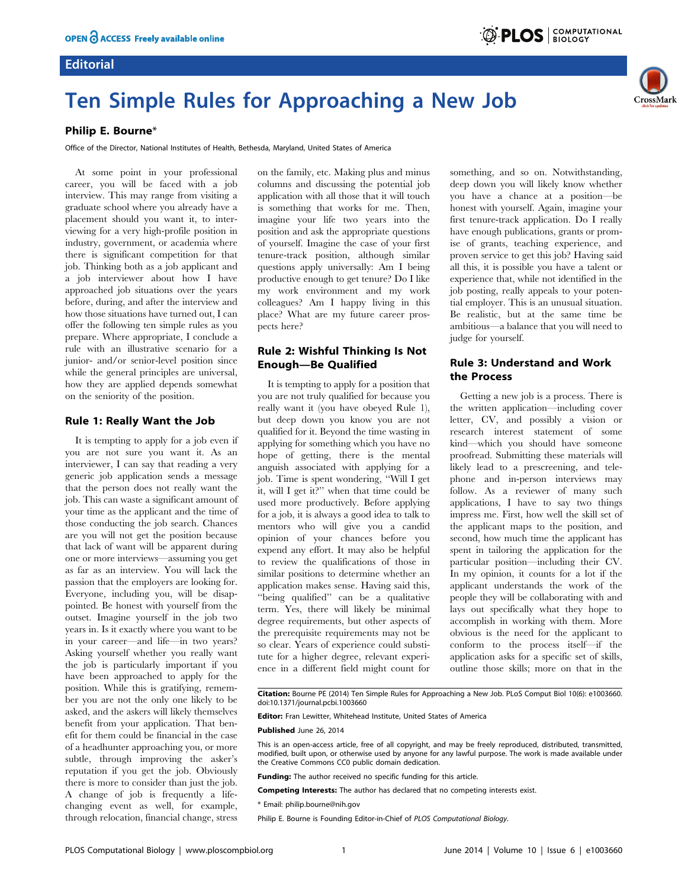Editorial

# Ten Simple Rules for Approaching a New Job

**Philip E. Bourne***

Office of the Director, National Institutes of Health, Bethesda, Maryland, United States of America

At some point in your professional career, you will be faced with a job interview. This may range from visiting a graduate school where you already have a placement should you want it, to interviewing for a very high-profile position in industry, government, or academia where there is significant competition for that job. Thinking both as a job applicant and a job interviewer about how I have approached job situations over the years before, during, and after the interview and how those situations have turned out, I can offer the following ten simple rules as you prepare. Where appropriate, I conclude a rule with an illustrative scenario for a junior- and/or senior-level position since while the general principles are universal, how they are applied depends somewhat on the seniority of the position.

## Rule 1: Really Want the Job

It is tempting to apply for a job even if you are not sure you want it. As an interviewer, I can say that reading a very generic job application sends a message that the person does not really want the job. This can waste a significant amount of your time as the applicant and the time of those conducting the job search. Chances are you will not get the position because that lack of want will be apparent during one or more interviews—assuming you get as far as an interview. You will lack the passion that the employers are looking for. Everyone, including you, will be disappointed. Be honest with yourself from the outset. Imagine yourself in the job two years in. Is it exactly where you want to be in your career—and life—in two years? Asking yourself whether you really want the job is particularly important if you have been approached to apply for the position. While this is gratifying, remember you are not the only one likely to be asked, and the askers will likely themselves benefit from your application. That benefit for them could be financial in the case of a headhunter approaching you, or more subtle, through improving the asker's reputation if you get the job. Obviously there is more to consider than just the job. A change of job is frequently a life-changing event as well, for example, through relocation, financial change, stress on the family, etc. Making plus and minus columns and discussing the potential job application with all those that it will touch is something that works for me. Then, imagine your life two years into the position and ask the appropriate questions of yourself. Imagine the case of your first tenure-track position, although similar questions apply universally: Am I being productive enough to get tenure? Do I like my work environment and my work colleagues? Am I happy living in this place? What are my future career prospects here?

## Rule 2: Wishful Thinking Is Not Enough—Be Qualified

It is tempting to apply for a position that you are not truly qualified for because you really want it (you have obeyed Rule 1), but deep down you know you are not qualified for it. Beyond the time wasting in applying for something which you have no hope of getting, there is the mental anguish associated with applying for a job. Time is spent wondering, "Will I get it, will I get it?" when that time could be used more productively. Before applying for a job, it is always a good idea to talk to mentors who will give you a candid opinion of your chances before you expend any effort. It may also be helpful to review the qualifications of those in similar positions to determine whether an application makes sense. Having said this, "being qualified" can be a qualitative term. Yes, there will likely be minimal degree requirements, but other aspects of the prerequisite requirements may not be so clear. Years of experience could substitute for a higher degree, relevant experience in a different field might count for something, and so on. Notwithstanding, deep down you will likely know whether you have a chance at a position—be honest with yourself. Again, imagine your first tenure-track application. Do I really have enough publications, grants or promise of grants, teaching experience, and proven service to get this job? Having said all this, it is possible you have a talent or experience that, while not identified in the job posting, really appeals to your potential employer. This is an unusual situation. Be realistic, but at the same time be ambitious—a balance that you will need to judge for yourself.

## Rule 3: Understand and Work the Process

Getting a new job is a process. There is the written application—including cover letter, CV, and possibly a vision or research interest statement of some kind—which you should have someone proofread. Submitting these materials will likely lead to a prescreening, and telephone and in-person interviews may follow. As a reviewer of many such applications, I have to say two things impress me. First, how well the skill set of the applicant maps to the position, and second, how much time the applicant has spent in tailoring the application for the particular position—including their CV. In my opinion, it counts for a lot if the applicant understands the work of the people they will be collaborating with and lays out specifically what they hope to accomplish in working with them. More obvious is the need for the applicant to conform to the process itself—if the application asks for a specific set of skills, outline those skills; more on that in the

**Citation:** Bourne PE (2014) Ten Simple Rules for Approaching a New Job. PLoS Comput Biol 10(6): e1003660. doi:10.1371/journal.pcbi.1003660

**Editor:** Fran Lewitter, Whitehead Institute, United States of America

**Published** June 26, 2014

This is an open-access article, free of all copyright, and may be freely reproduced, distributed, transmitted, modified, built upon, or otherwise used by anyone for any lawful purpose. The work is made available under the Creative Commons CC0 public domain dedication.

**Funding:** The author received no specific funding for this article.

**Competing Interests:** The author has declared that no competing interests exist.

* Email: philip.bourne@nih.gov

Philip E. Bourne is Founding Editor-in-Chief of *PLOS Computational Biology*.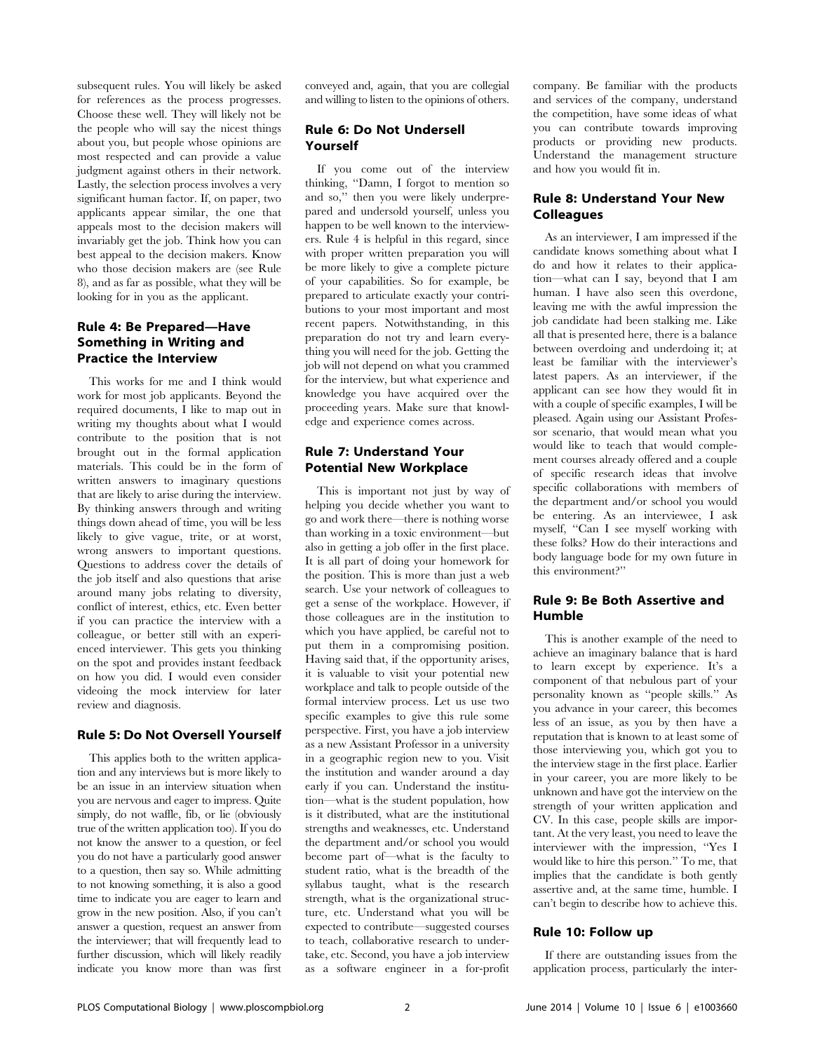subsequent rules. You will likely be asked for references as the process progresses. Choose these well. They will likely not be the people who will say the nicest things about you, but people whose opinions are most respected and can provide a value judgment against others in their network. Lastly, the selection process involves a very significant human factor. If, on paper, two applicants appear similar, the one that appeals most to the decision makers will invariably get the job. Think how you can best appeal to the decision makers. Know who those decision makers are (see Rule 8), and as far as possible, what they will be looking for in you as the applicant.

## Rule 4: Be Prepared—Have Something in Writing and Practice the Interview

This works for me and I think would work for most job applicants. Beyond the required documents, I like to map out in writing my thoughts about what I would contribute to the position that is not brought out in the formal application materials. This could be in the form of written answers to imaginary questions that are likely to arise during the interview. By thinking answers through and writing things down ahead of time, you will be less likely to give vague, trite, or at worst, wrong answers to important questions. Questions to address cover the details of the job itself and also questions that arise around many jobs relating to diversity, conflict of interest, ethics, etc. Even better if you can practice the interview with a colleague, or better still with an experienced interviewer. This gets you thinking on the spot and provides instant feedback on how you did. I would even consider videoing the mock interview for later review and diagnosis.

## Rule 5: Do Not Oversell Yourself

This applies both to the written application and any interviews but is more likely to be an issue in an interview situation when you are nervous and eager to impress. Quite simply, do not waffle, fib, or lie (obviously true of the written application too). If you do not know the answer to a question, or feel you do not have a particularly good answer to a question, then say so. While admitting to not knowing something, it is also a good time to indicate you are eager to learn and grow in the new position. Also, if you can't answer a question, request an answer from the interviewer; that will frequently lead to further discussion, which will likely readily indicate you know more than was first conveyed and, again, that you are collegial and willing to listen to the opinions of others.

## Rule 6: Do Not Undersell Yourself

If you come out of the interview thinking, "Damn, I forgot to mention so and so," then you were likely underprepared and undersold yourself, unless you happen to be well known to the interviewers. Rule 4 is helpful in this regard, since with proper written preparation you will be more likely to give a complete picture of your capabilities. So for example, be prepared to articulate exactly your contributions to your most important and most recent papers. Notwithstanding, in this preparation do not try and learn everything you will need for the job. Getting the job will not depend on what you crammed for the interview, but what experience and knowledge you have acquired over the proceeding years. Make sure that knowledge and experience comes across.

## Rule 7: Understand Your Potential New Workplace

This is important not just by way of helping you decide whether you want to go and work there—there is nothing worse than working in a toxic environment—but also in getting a job offer in the first place. It is all part of doing your homework for the position. This is more than just a web search. Use your network of colleagues to get a sense of the workplace. However, if those colleagues are in the institution to which you have applied, be careful not to put them in a compromising position. Having said that, if the opportunity arises, it is valuable to visit your potential new workplace and talk to people outside of the formal interview process. Let us use two specific examples to give this rule some perspective. First, you have a job interview as a new Assistant Professor in a university in a geographic region new to you. Visit the institution and wander around a day early if you can. Understand the institution—what is the student population, how is it distributed, what are the institutional strengths and weaknesses, etc. Understand the department and/or school you would become part of—what is the faculty to student ratio, what is the breadth of the syllabus taught, what is the research strength, what is the organizational structure, etc. Understand what you will be expected to contribute—suggested courses to teach, collaborative research to undertake, etc. Second, you have a job interview as a software engineer in a for-profit company. Be familiar with the products and services of the company, understand the competition, have some ideas of what you can contribute towards improving products or providing new products. Understand the management structure and how you would fit in.

## Rule 8: Understand Your New Colleagues

As an interviewer, I am impressed if the candidate knows something about what I do and how it relates to their application—what can I say, beyond that I am human. I have also seen this overdone, leaving me with the awful impression the job candidate had been stalking me. Like all that is presented here, there is a balance between overdoing and underdoing it; at least be familiar with the interviewer's latest papers. As an interviewer, if the applicant can see how they would fit in with a couple of specific examples, I will be pleased. Again using our Assistant Professor scenario, that would mean what you would like to teach that would complement courses already offered and a couple of specific research ideas that involve specific collaborations with members of the department and/or school you would be entering. As an interviewee, I ask myself, "Can I see myself working with these folks? How do their interactions and body language bode for my own future in this environment?"

## Rule 9: Be Both Assertive and Humble

This is another example of the need to achieve an imaginary balance that is hard to learn except by experience. It's a component of that nebulous part of your personality known as "people skills." As you advance in your career, this becomes less of an issue, as you by then have a reputation that is known to at least some of those interviewing you, which got you to the interview stage in the first place. Earlier in your career, you are more likely to be unknown and have got the interview on the strength of your written application and CV. In this case, people skills are important. At the very least, you need to leave the interviewer with the impression, "Yes I would like to hire this person." To me, that implies that the candidate is both gently assertive and, at the same time, humble. I can't begin to describe how to achieve this.

## Rule 10: Follow up

If there are outstanding issues from the application process, particularly the inter-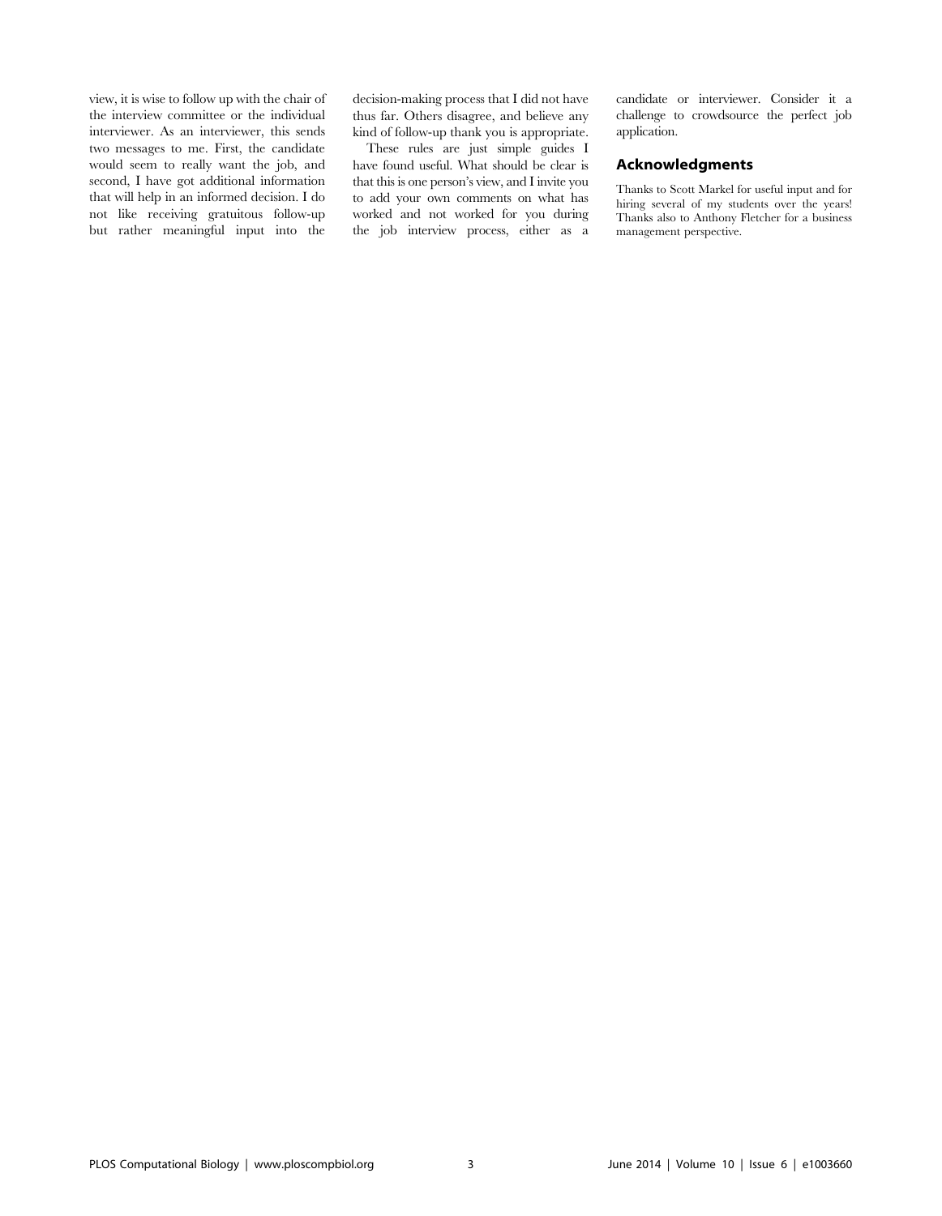view, it is wise to follow up with the chair of the interview committee or the individual interviewer. As an interviewer, this sends two messages to me. First, the candidate would seem to really want the job, and second, I have got additional information that will help in an informed decision. I do not like receiving gratuitous follow-up but rather meaningful input into the decision-making process that I did not have thus far. Others disagree, and believe any kind of follow-up thank you is appropriate.

These rules are just simple guides I have found useful. What should be clear is that this is one person's view, and I invite you to add your own comments on what has worked and not worked for you during the job interview process, either as a candidate or interviewer. Consider it a challenge to crowdsource the perfect job application.

## Acknowledgments

Thanks to Scott Markel for useful input and for hiring several of my students over the years! Thanks also to Anthony Fletcher for a business management perspective.